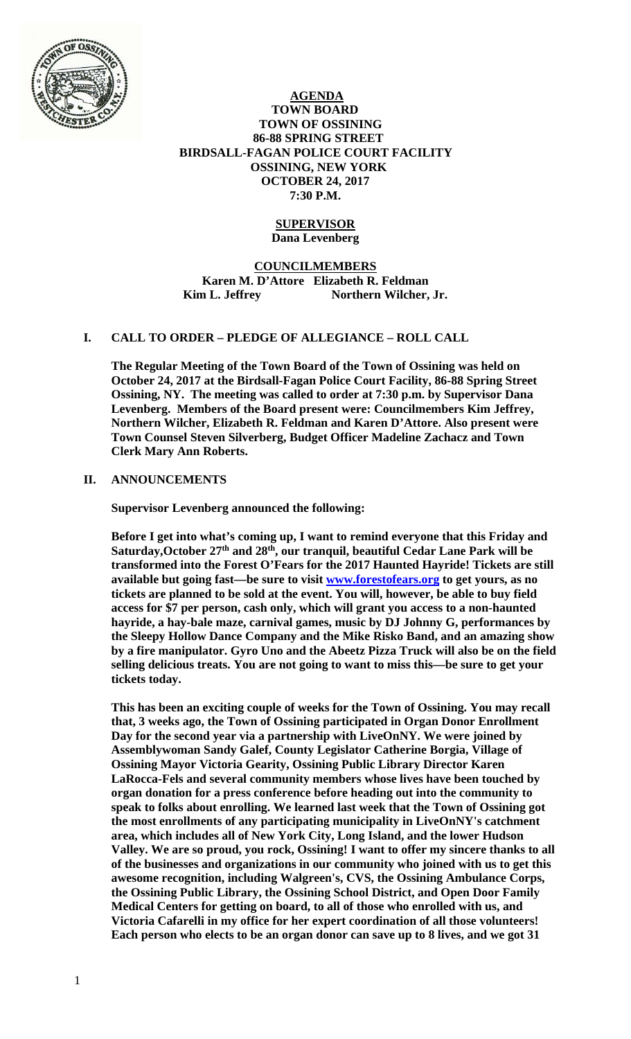**AGENDA**
**TOWN BOARD**
**TOWN OF OSSINING**
**86-88 SPRING STREET**
**BIRDSALL-FAGAN POLICE COURT FACILITY**
**OSSINING, NEW YORK**
**OCTOBER 24, 2017**
**7:30 P.M.**

**SUPERVISOR**
**Dana Levenberg**

**COUNCILMEMBERS**
**Karen M. D'Attore Elizabeth R. Feldman**
**Kim L. Jeffrey Northern Wilcher, Jr.**

## I. CALL TO ORDER – PLEDGE OF ALLEGIANCE – ROLL CALL

**The Regular Meeting of the Town Board of the Town of Ossining was held on October 24, 2017 at the Birdsall-Fagan Police Court Facility, 86-88 Spring Street Ossining, NY. The meeting was called to order at 7:30 p.m. by Supervisor Dana Levenberg. Members of the Board present were: Councilmembers Kim Jeffrey, Northern Wilcher, Elizabeth R. Feldman and Karen D'Attore. Also present were Town Counsel Steven Silverberg, Budget Officer Madeline Zachacz and Town Clerk Mary Ann Roberts.**

## II. ANNOUNCEMENTS

**Supervisor Levenberg announced the following:**

**Before I get into what's coming up, I want to remind everyone that this Friday and Saturday,October 27th and 28th, our tranquil, beautiful Cedar Lane Park will be transformed into the Forest O'Fears for the 2017 Haunted Hayride! Tickets are still available but going fast—be sure to visit www.forestofears.org to get yours, as no tickets are planned to be sold at the event. You will, however, be able to buy field access for $7 per person, cash only, which will grant you access to a non-haunted hayride, a hay-bale maze, carnival games, music by DJ Johnny G, performances by the Sleepy Hollow Dance Company and the Mike Risko Band, and an amazing show by a fire manipulator. Gyro Uno and the Abeetz Pizza Truck will also be on the field selling delicious treats. You are not going to want to miss this—be sure to get your tickets today.**

**This has been an exciting couple of weeks for the Town of Ossining. You may recall that, 3 weeks ago, the Town of Ossining participated in Organ Donor Enrollment Day for the second year via a partnership with LiveOnNY. We were joined by Assemblywoman Sandy Galef, County Legislator Catherine Borgia, Village of Ossining Mayor Victoria Gearity, Ossining Public Library Director Karen LaRocca-Fels and several community members whose lives have been touched by organ donation for a press conference before heading out into the community to speak to folks about enrolling. We learned last week that the Town of Ossining got the most enrollments of any participating municipality in LiveOnNY's catchment area, which includes all of New York City, Long Island, and the lower Hudson Valley. We are so proud, you rock, Ossining! I want to offer my sincere thanks to all of the businesses and organizations in our community who joined with us to get this awesome recognition, including Walgreen's, CVS, the Ossining Ambulance Corps, the Ossining Public Library, the Ossining School District, and Open Door Family Medical Centers for getting on board, to all of those who enrolled with us, and Victoria Cafarelli in my office for her expert coordination of all those volunteers! Each person who elects to be an organ donor can save up to 8 lives, and we got 31**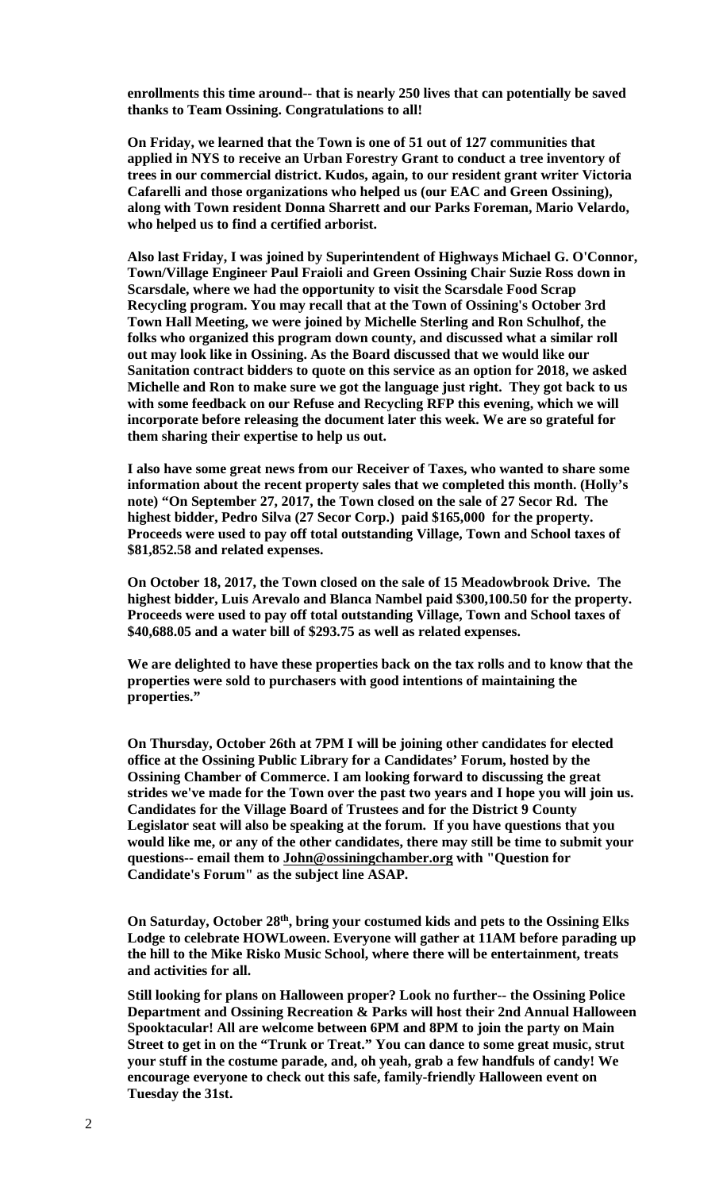**enrollments this time around-- that is nearly 250 lives that can potentially be saved thanks to Team Ossining. Congratulations to all!**

**On Friday, we learned that the Town is one of 51 out of 127 communities that applied in NYS to receive an Urban Forestry Grant to conduct a tree inventory of trees in our commercial district. Kudos, again, to our resident grant writer Victoria Cafarelli and those organizations who helped us (our EAC and Green Ossining), along with Town resident Donna Sharrett and our Parks Foreman, Mario Velardo, who helped us to find a certified arborist.**

**Also last Friday, I was joined by Superintendent of Highways Michael G. O'Connor, Town/Village Engineer Paul Fraioli and Green Ossining Chair Suzie Ross down in Scarsdale, where we had the opportunity to visit the Scarsdale Food Scrap Recycling program. You may recall that at the Town of Ossining's October 3rd Town Hall Meeting, we were joined by Michelle Sterling and Ron Schulhof, the folks who organized this program down county, and discussed what a similar roll out may look like in Ossining. As the Board discussed that we would like our Sanitation contract bidders to quote on this service as an option for 2018, we asked Michelle and Ron to make sure we got the language just right. They got back to us with some feedback on our Refuse and Recycling RFP this evening, which we will incorporate before releasing the document later this week. We are so grateful for them sharing their expertise to help us out.**

**I also have some great news from our Receiver of Taxes, who wanted to share some information about the recent property sales that we completed this month. (Holly's note) "On September 27, 2017, the Town closed on the sale of 27 Secor Rd. The highest bidder, Pedro Silva (27 Secor Corp.) paid $165,000 for the property. Proceeds were used to pay off total outstanding Village, Town and School taxes of $81,852.58 and related expenses.**

**On October 18, 2017, the Town closed on the sale of 15 Meadowbrook Drive. The highest bidder, Luis Arevalo and Blanca Nambel paid $300,100.50 for the property. Proceeds were used to pay off total outstanding Village, Town and School taxes of $40,688.05 and a water bill of $293.75 as well as related expenses.**

**We are delighted to have these properties back on the tax rolls and to know that the properties were sold to purchasers with good intentions of maintaining the properties."**

**On Thursday, October 26th at 7PM I will be joining other candidates for elected office at the Ossining Public Library for a Candidates' Forum, hosted by the Ossining Chamber of Commerce. I am looking forward to discussing the great strides we've made for the Town over the past two years and I hope you will join us. Candidates for the Village Board of Trustees and for the District 9 County Legislator seat will also be speaking at the forum. If you have questions that you would like me, or any of the other candidates, there may still be time to submit your questions-- email them to John@ossiningchamber.org with "Question for Candidate's Forum" as the subject line ASAP.**

**On Saturday, October 28th, bring your costumed kids and pets to the Ossining Elks Lodge to celebrate HOWLoween. Everyone will gather at 11AM before parading up the hill to the Mike Risko Music School, where there will be entertainment, treats and activities for all.**

**Still looking for plans on Halloween proper? Look no further-- the Ossining Police Department and Ossining Recreation & Parks will host their 2nd Annual Halloween Spooktacular! All are welcome between 6PM and 8PM to join the party on Main Street to get in on the "Trunk or Treat." You can dance to some great music, strut your stuff in the costume parade, and, oh yeah, grab a few handfuls of candy! We encourage everyone to check out this safe, family-friendly Halloween event on Tuesday the 31st.**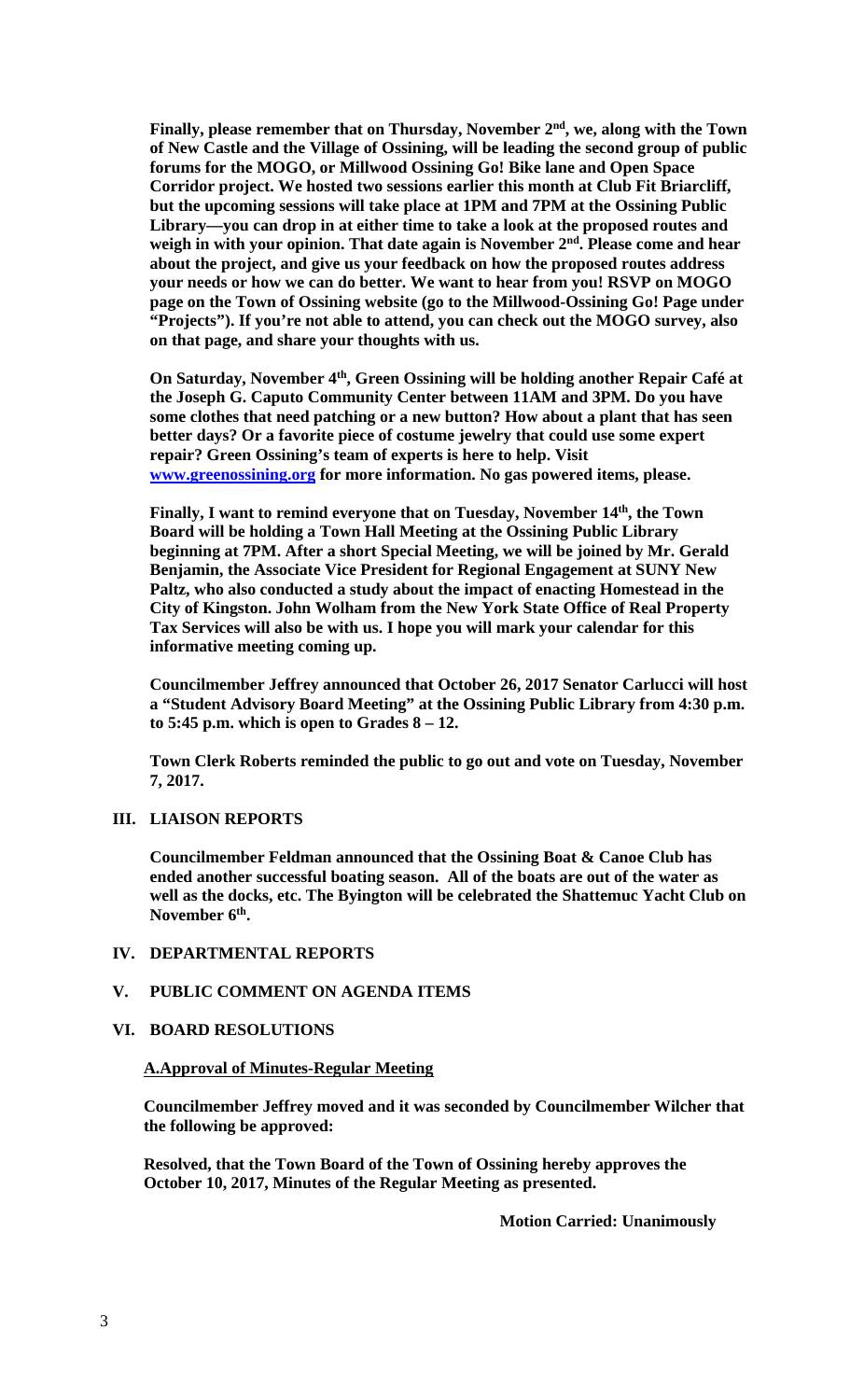**Finally, please remember that on Thursday, November 2nd, we, along with the Town of New Castle and the Village of Ossining, will be leading the second group of public forums for the MOGO, or Millwood Ossining Go! Bike lane and Open Space Corridor project. We hosted two sessions earlier this month at Club Fit Briarcliff, but the upcoming sessions will take place at 1PM and 7PM at the Ossining Public Library—you can drop in at either time to take a look at the proposed routes and weigh in with your opinion. That date again is November 2nd. Please come and hear about the project, and give us your feedback on how the proposed routes address your needs or how we can do better. We want to hear from you! RSVP on MOGO page on the Town of Ossining website (go to the Millwood-Ossining Go! Page under "Projects"). If you're not able to attend, you can check out the MOGO survey, also on that page, and share your thoughts with us.**

**On Saturday, November 4th, Green Ossining will be holding another Repair Café at the Joseph G. Caputo Community Center between 11AM and 3PM. Do you have some clothes that need patching or a new button? How about a plant that has seen better days? Or a favorite piece of costume jewelry that could use some expert repair? Green Ossining's team of experts is here to help. Visit [www.greenossining.org](http://www.greenossining.org) for more information. No gas powered items, please.**

**Finally, I want to remind everyone that on Tuesday, November 14th, the Town Board will be holding a Town Hall Meeting at the Ossining Public Library beginning at 7PM. After a short Special Meeting, we will be joined by Mr. Gerald Benjamin, the Associate Vice President for Regional Engagement at SUNY New Paltz, who also conducted a study about the impact of enacting Homestead in the City of Kingston. John Wolham from the New York State Office of Real Property Tax Services will also be with us. I hope you will mark your calendar for this informative meeting coming up.**

**Councilmember Jeffrey announced that October 26, 2017 Senator Carlucci will host a "Student Advisory Board Meeting" at the Ossining Public Library from 4:30 p.m. to 5:45 p.m. which is open to Grades 8 – 12.**

**Town Clerk Roberts reminded the public to go out and vote on Tuesday, November 7, 2017.**

## III. LIAISON REPORTS

**Councilmember Feldman announced that the Ossining Boat & Canoe Club has ended another successful boating season. All of the boats are out of the water as well as the docks, etc. The Byington will be celebrated the Shattemuc Yacht Club on November 6th.**

## IV. DEPARTMENTAL REPORTS

## V. PUBLIC COMMENT ON AGENDA ITEMS

## VI. BOARD RESOLUTIONS

**A.Approval of Minutes-Regular Meeting**

**Councilmember Jeffrey moved and it was seconded by Councilmember Wilcher that the following be approved:**

**Resolved, that the Town Board of the Town of Ossining hereby approves the October 10, 2017, Minutes of the Regular Meeting as presented.**

**Motion Carried: Unanimously**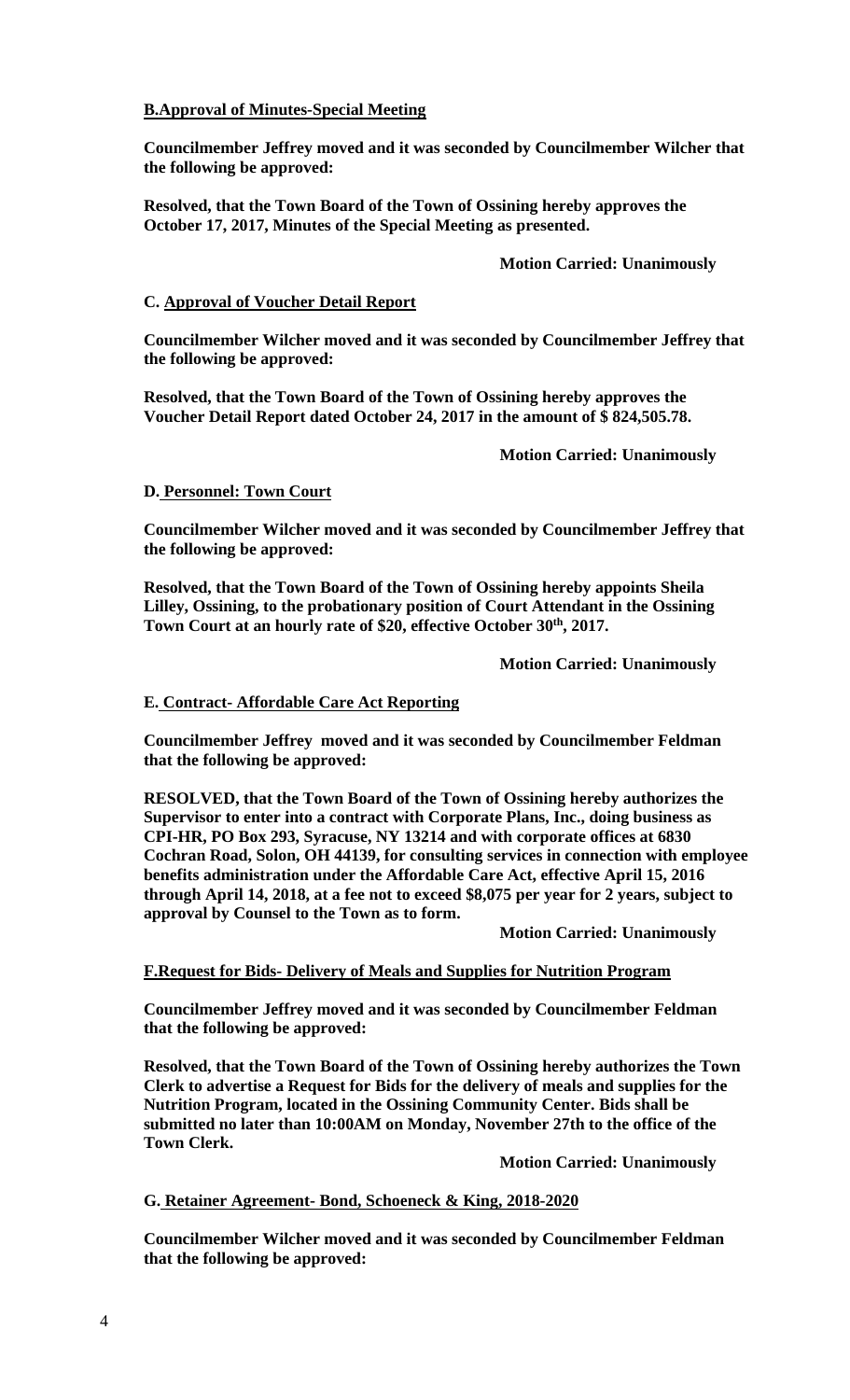**B.Approval of Minutes-Special Meeting**

**Councilmember Jeffrey moved and it was seconded by Councilmember Wilcher that the following be approved:**

**Resolved, that the Town Board of the Town of Ossining hereby approves the October 17, 2017, Minutes of the Special Meeting as presented.**

**Motion Carried: Unanimously**

**C. Approval of Voucher Detail Report**

**Councilmember Wilcher moved and it was seconded by Councilmember Jeffrey that the following be approved:**

**Resolved, that the Town Board of the Town of Ossining hereby approves the Voucher Detail Report dated October 24, 2017 in the amount of $ 824,505.78.**

**Motion Carried: Unanimously**

**D. Personnel: Town Court**

**Councilmember Wilcher moved and it was seconded by Councilmember Jeffrey that the following be approved:**

**Resolved, that the Town Board of the Town of Ossining hereby appoints Sheila Lilley, Ossining, to the probationary position of Court Attendant in the Ossining Town Court at an hourly rate of $20, effective October 30th, 2017.**

**Motion Carried: Unanimously**

**E. Contract- Affordable Care Act Reporting**

**Councilmember Jeffrey moved and it was seconded by Councilmember Feldman that the following be approved:**

**RESOLVED, that the Town Board of the Town of Ossining hereby authorizes the Supervisor to enter into a contract with Corporate Plans, Inc., doing business as CPI-HR, PO Box 293, Syracuse, NY 13214 and with corporate offices at 6830 Cochran Road, Solon, OH 44139, for consulting services in connection with employee benefits administration under the Affordable Care Act, effective April 15, 2016 through April 14, 2018, at a fee not to exceed $8,075 per year for 2 years, subject to approval by Counsel to the Town as to form.**

**Motion Carried: Unanimously**

**F.Request for Bids- Delivery of Meals and Supplies for Nutrition Program**

**Councilmember Jeffrey moved and it was seconded by Councilmember Feldman that the following be approved:**

**Resolved, that the Town Board of the Town of Ossining hereby authorizes the Town Clerk to advertise a Request for Bids for the delivery of meals and supplies for the Nutrition Program, located in the Ossining Community Center. Bids shall be submitted no later than 10:00AM on Monday, November 27th to the office of the Town Clerk.**

**Motion Carried: Unanimously**

**G. Retainer Agreement- Bond, Schoeneck & King, 2018-2020**

**Councilmember Wilcher moved and it was seconded by Councilmember Feldman that the following be approved:**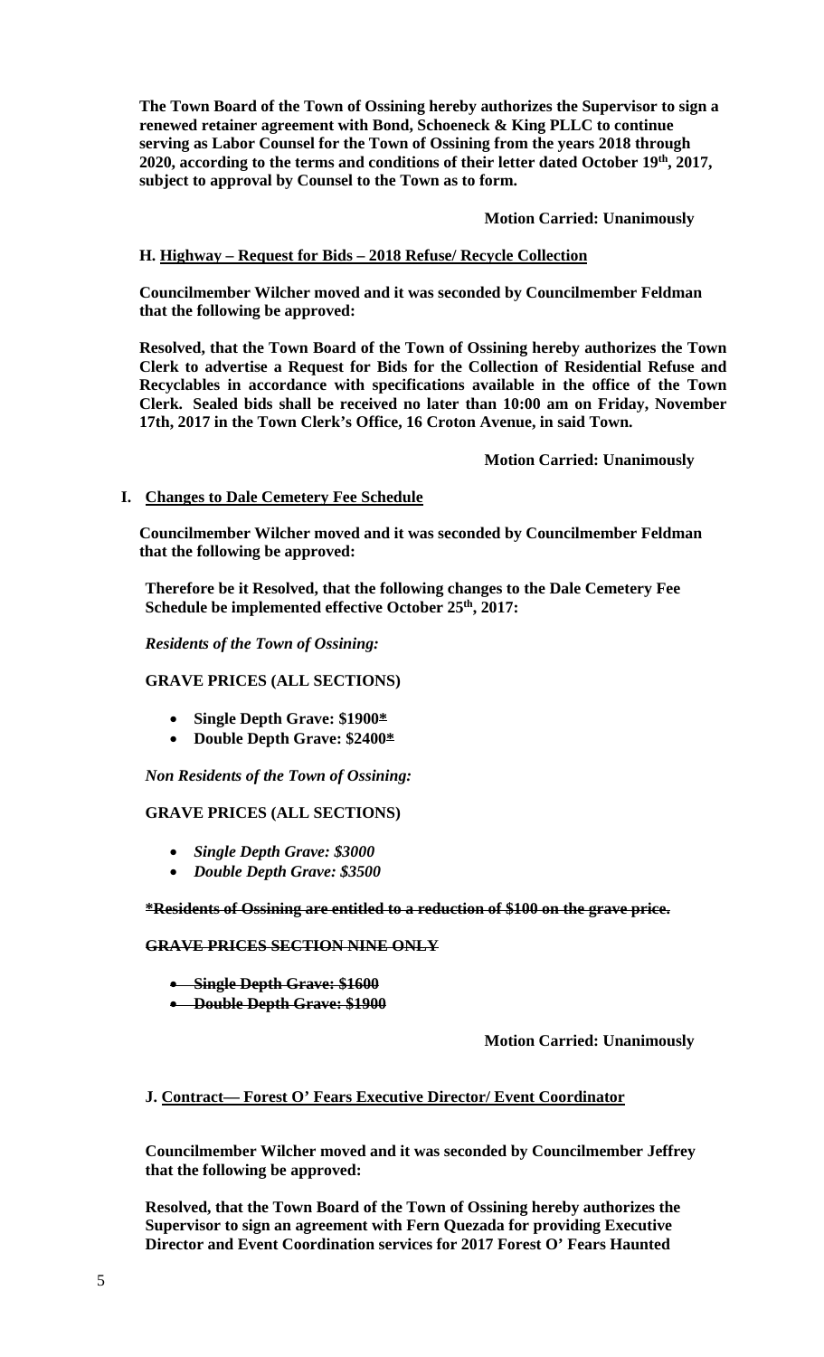**The Town Board of the Town of Ossining hereby authorizes the Supervisor to sign a renewed retainer agreement with Bond, Schoeneck & King PLLC to continue serving as Labor Counsel for the Town of Ossining from the years 2018 through 2020, according to the terms and conditions of their letter dated October 19th, 2017, subject to approval by Counsel to the Town as to form.**

**Motion Carried: Unanimously**

**H. <u>Highway – Request for Bids – 2018 Refuse/ Recycle Collection</u>**

**Councilmember Wilcher moved and it was seconded by Councilmember Feldman that the following be approved:**

**Resolved, that the Town Board of the Town of Ossining hereby authorizes the Town Clerk to advertise a Request for Bids for the Collection of Residential Refuse and Recyclables in accordance with specifications available in the office of the Town Clerk. Sealed bids shall be received no later than 10:00 am on Friday, November 17th, 2017 in the Town Clerk's Office, 16 Croton Avenue, in said Town.**

**Motion Carried: Unanimously**

**I. <u>Changes to Dale Cemetery Fee Schedule</u>**

**Councilmember Wilcher moved and it was seconded by Councilmember Feldman that the following be approved:**

**Therefore be it Resolved, that the following changes to the Dale Cemetery Fee Schedule be implemented effective October 25th, 2017:**

***Residents of the Town of Ossining:***

**GRAVE PRICES (ALL SECTIONS)**

- **Single Depth Grave: $1900~~*~~**
- **Double Depth Grave: $2400~~*~~**

***Non Residents of the Town of Ossining:***

**GRAVE PRICES (ALL SECTIONS)**

- ***Single Depth Grave: $3000***
- ***Double Depth Grave: $3500***

~~**\*Residents of Ossining are entitled to a reduction of $100 on the grave price.**~~

~~**GRAVE PRICES SECTION NINE ONLY**~~

- ~~**Single Depth Grave: $1600**~~
- ~~**Double Depth Grave: $1900**~~

**Motion Carried: Unanimously**

**J. <u>Contract— Forest O' Fears Executive Director/ Event Coordinator</u>**

**Councilmember Wilcher moved and it was seconded by Councilmember Jeffrey that the following be approved:**

**Resolved, that the Town Board of the Town of Ossining hereby authorizes the Supervisor to sign an agreement with Fern Quezada for providing Executive Director and Event Coordination services for 2017 Forest O' Fears Haunted**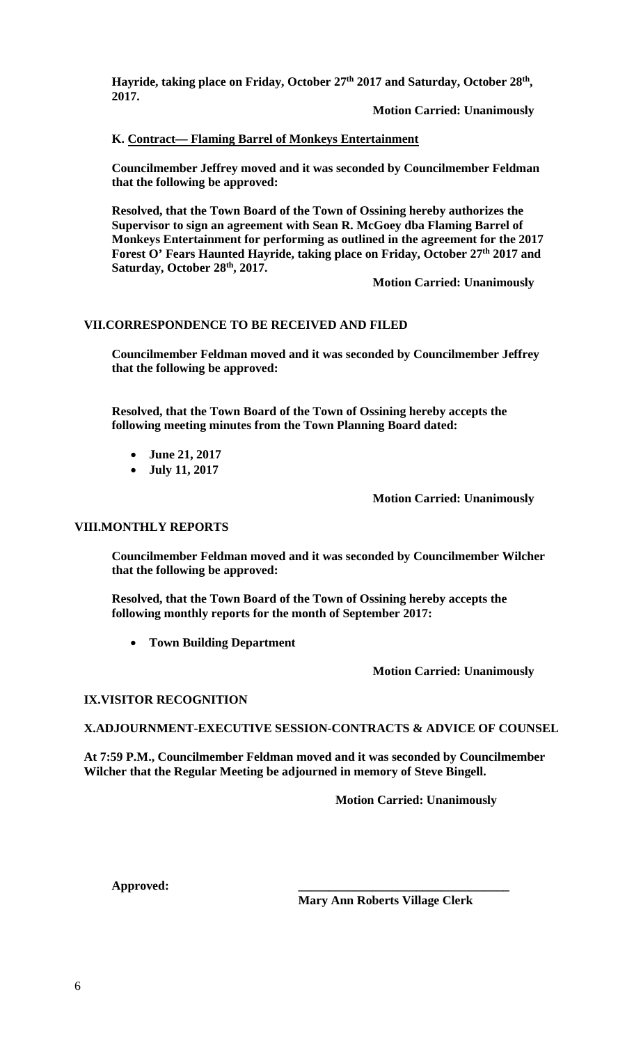**Hayride, taking place on Friday, October 27th 2017 and Saturday, October 28th, 2017.**

**Motion Carried: Unanimously**

**K. Contract— Flaming Barrel of Monkeys Entertainment**

**Councilmember Jeffrey moved and it was seconded by Councilmember Feldman that the following be approved:**

**Resolved, that the Town Board of the Town of Ossining hereby authorizes the Supervisor to sign an agreement with Sean R. McGoey dba Flaming Barrel of Monkeys Entertainment for performing as outlined in the agreement for the 2017 Forest O' Fears Haunted Hayride, taking place on Friday, October 27th 2017 and Saturday, October 28th, 2017.**

**Motion Carried: Unanimously**

**VII.CORRESPONDENCE TO BE RECEIVED AND FILED**

**Councilmember Feldman moved and it was seconded by Councilmember Jeffrey that the following be approved:**

**Resolved, that the Town Board of the Town of Ossining hereby accepts the following meeting minutes from the Town Planning Board dated:**

- **June 21, 2017**
- **July 11, 2017**

**Motion Carried: Unanimously**

**VIII.MONTHLY REPORTS**

**Councilmember Feldman moved and it was seconded by Councilmember Wilcher that the following be approved:**

**Resolved, that the Town Board of the Town of Ossining hereby accepts the following monthly reports for the month of September 2017:**

- **Town Building Department**

**Motion Carried: Unanimously**

**IX.VISITOR RECOGNITION**

**X.ADJOURNMENT-EXECUTIVE SESSION-CONTRACTS & ADVICE OF COUNSEL**

**At 7:59 P.M., Councilmember Feldman moved and it was seconded by Councilmember Wilcher that the Regular Meeting be adjourned in memory of Steve Bingell.**

**Motion Carried: Unanimously**

**Approved:** \_\_\_\_\_\_\_\_\_\_\_\_\_\_\_\_\_\_\_\_\_\_\_\_\_\_\_\_\_\_\_\_\_\_

**Mary Ann Roberts Village Clerk**